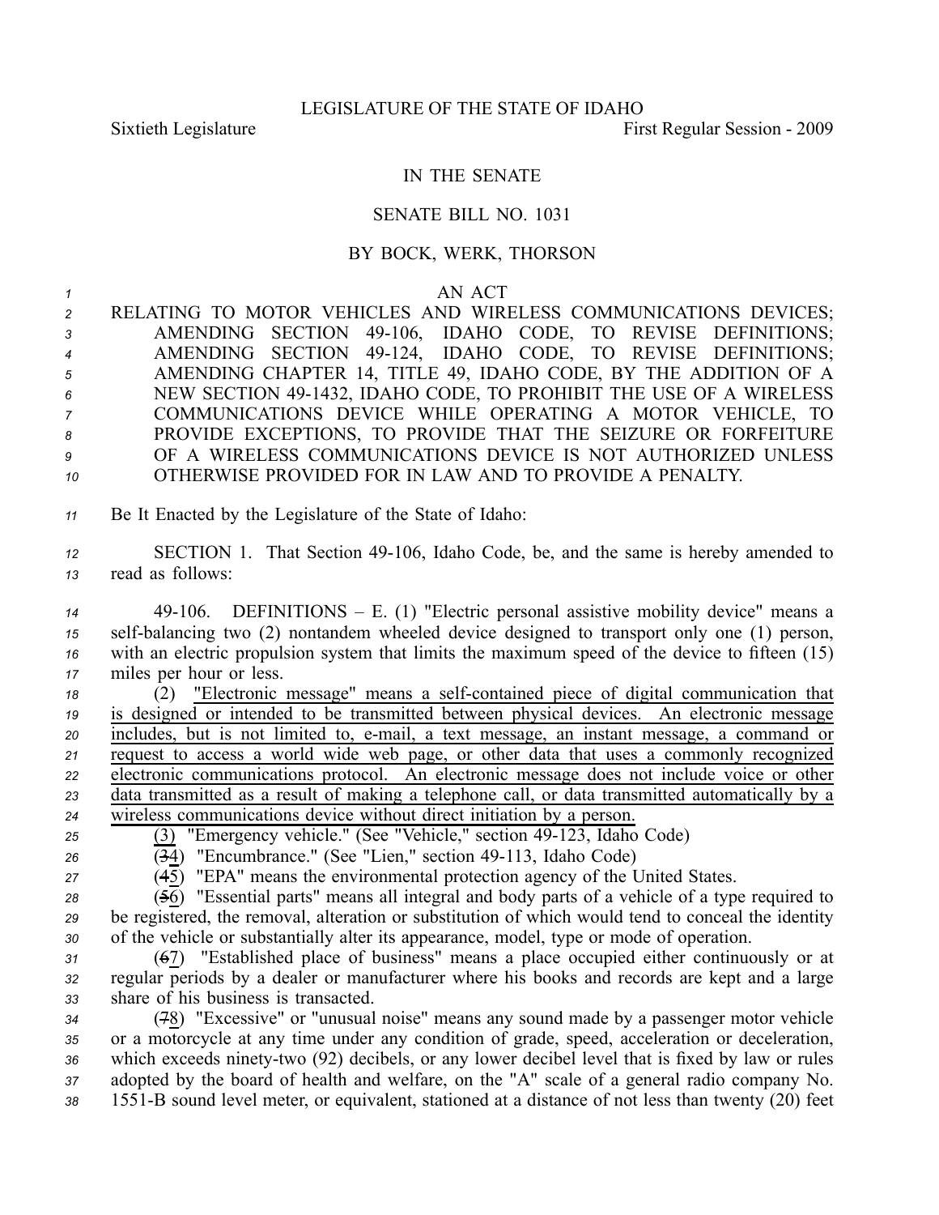LEGISLATURE OF THE STATE OF IDAHO

Sixtieth Legislature First Regular Session - 2009

# IN THE SENATE

## SENATE BILL NO. 1031

### BY BOCK, WERK, THORSON

AN ACT

RELATING TO MOTOR VEHICLES AND WIRELESS COMMUNICATIONS DEVICES; AMENDING SECTION 49-106, IDAHO CODE, TO REVISE DEFINITIONS; AMENDING SECTION 49-124, IDAHO CODE, TO REVISE DEFINITIONS; AMENDING CHAPTER 14, TITLE 49, IDAHO CODE, BY THE ADDITION OF A NEW SECTION 49-1432, IDAHO CODE, TO PROHIBIT THE USE OF A WIRELESS COMMUNICATIONS DEVICE WHILE OPERATING A MOTOR VEHICLE, TO PROVIDE EXCEPTIONS, TO PROVIDE THAT THE SEIZURE OR FORFEITURE OF A WIRELESS COMMUNICATIONS DEVICE IS NOT AUTHORIZED UNLESS OTHERWISE PROVIDED FOR IN LAW AND TO PROVIDE A PENALTY.

Be It Enacted by the Legislature of the State of Idaho:

SECTION 1. That Section 49-106, Idaho Code, be, and the same is hereby amended to read as follows:

49-106. DEFINITIONS – E. (1) "Electric personal assistive mobility device" means a self-balancing two (2) nontandem wheeled device designed to transport only one (1) person, with an electric propulsion system that limits the maximum speed of the device to fifteen (15) miles per hour or less.

(2) <u>"Electronic message" means a self-contained piece of digital communication that is designed or intended to be transmitted between physical devices. An electronic message includes, but is not limited to, e-mail, a text message, an instant message, a command or request to access a world wide web page, or other data that uses a commonly recognized electronic communications protocol. An electronic message does not include voice or other data transmitted as a result of making a telephone call, or data transmitted automatically by a wireless communications device without direct initiation by a person.</u>

<u>(3)</u> "Emergency vehicle." (See "Vehicle," section 49-123, Idaho Code)

(~~3~~<u>4</u>) "Encumbrance." (See "Lien," section 49-113, Idaho Code)

(~~4~~<u>5</u>) "EPA" means the environmental protection agency of the United States.

(~~5~~<u>6</u>) "Essential parts" means all integral and body parts of a vehicle of a type required to be registered, the removal, alteration or substitution of which would tend to conceal the identity of the vehicle or substantially alter its appearance, model, type or mode of operation.

(~~6~~<u>7</u>) "Established place of business" means a place occupied either continuously or at regular periods by a dealer or manufacturer where his books and records are kept and a large share of his business is transacted.

(~~7~~<u>8</u>) "Excessive" or "unusual noise" means any sound made by a passenger motor vehicle or a motorcycle at any time under any condition of grade, speed, acceleration or deceleration, which exceeds ninety-two (92) decibels, or any lower decibel level that is fixed by law or rules adopted by the board of health and welfare, on the "A" scale of a general radio company No. 1551-B sound level meter, or equivalent, stationed at a distance of not less than twenty (20) feet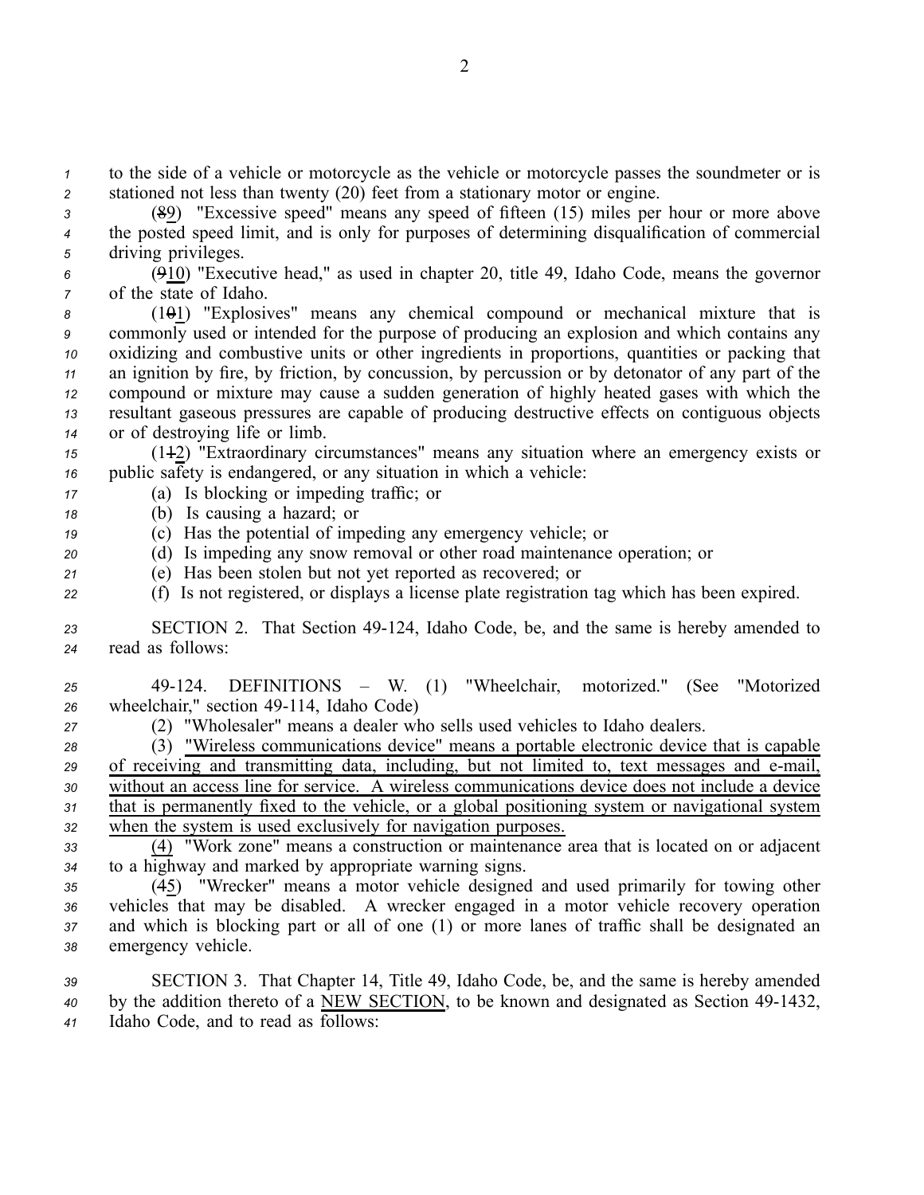to the side of a vehicle or motorcycle as the vehicle or motorcycle passes the soundmeter or is stationed not less than twenty (20) feet from a stationary motor or engine.

(~~8~~9) "Excessive speed" means any speed of fifteen (15) miles per hour or more above the posted speed limit, and is only for purposes of determining disqualification of commercial driving privileges.

(~~9~~10) "Executive head," as used in chapter 20, title 49, Idaho Code, means the governor of the state of Idaho.

(1~~0~~1) "Explosives" means any chemical compound or mechanical mixture that is commonly used or intended for the purpose of producing an explosion and which contains any oxidizing and combustive units or other ingredients in proportions, quantities or packing that an ignition by fire, by friction, by concussion, by percussion or by detonator of any part of the compound or mixture may cause a sudden generation of highly heated gases with which the resultant gaseous pressures are capable of producing destructive effects on contiguous objects or of destroying life or limb.

(1~~1~~2) "Extraordinary circumstances" means any situation where an emergency exists or public safety is endangered, or any situation in which a vehicle:

(a) Is blocking or impeding traffic; or

(b) Is causing a hazard; or

(c) Has the potential of impeding any emergency vehicle; or

(d) Is impeding any snow removal or other road maintenance operation; or

(e) Has been stolen but not yet reported as recovered; or

(f) Is not registered, or displays a license plate registration tag which has been expired.

SECTION 2. That Section 49-124, Idaho Code, be, and the same is hereby amended to read as follows:

49-124. DEFINITIONS – W. (1) "Wheelchair, motorized." (See "Motorized wheelchair," section 49-114, Idaho Code)

(2) "Wholesaler" means a dealer who sells used vehicles to Idaho dealers.

(3) <u>"Wireless communications device" means a portable electronic device that is capable of receiving and transmitting data, including, but not limited to, text messages and e-mail, without an access line for service. A wireless communications device does not include a device that is permanently fixed to the vehicle, or a global positioning system or navigational system when the system is used exclusively for navigation purposes.</u>

<u>(4)</u> "Work zone" means a construction or maintenance area that is located on or adjacent to a highway and marked by appropriate warning signs.

(~~4~~5) "Wrecker" means a motor vehicle designed and used primarily for towing other vehicles that may be disabled. A wrecker engaged in a motor vehicle recovery operation and which is blocking part or all of one (1) or more lanes of traffic shall be designated an emergency vehicle.

SECTION 3. That Chapter 14, Title 49, Idaho Code, be, and the same is hereby amended by the addition thereto of a <u>NEW SECTION</u>, to be known and designated as Section 49-1432, Idaho Code, and to read as follows: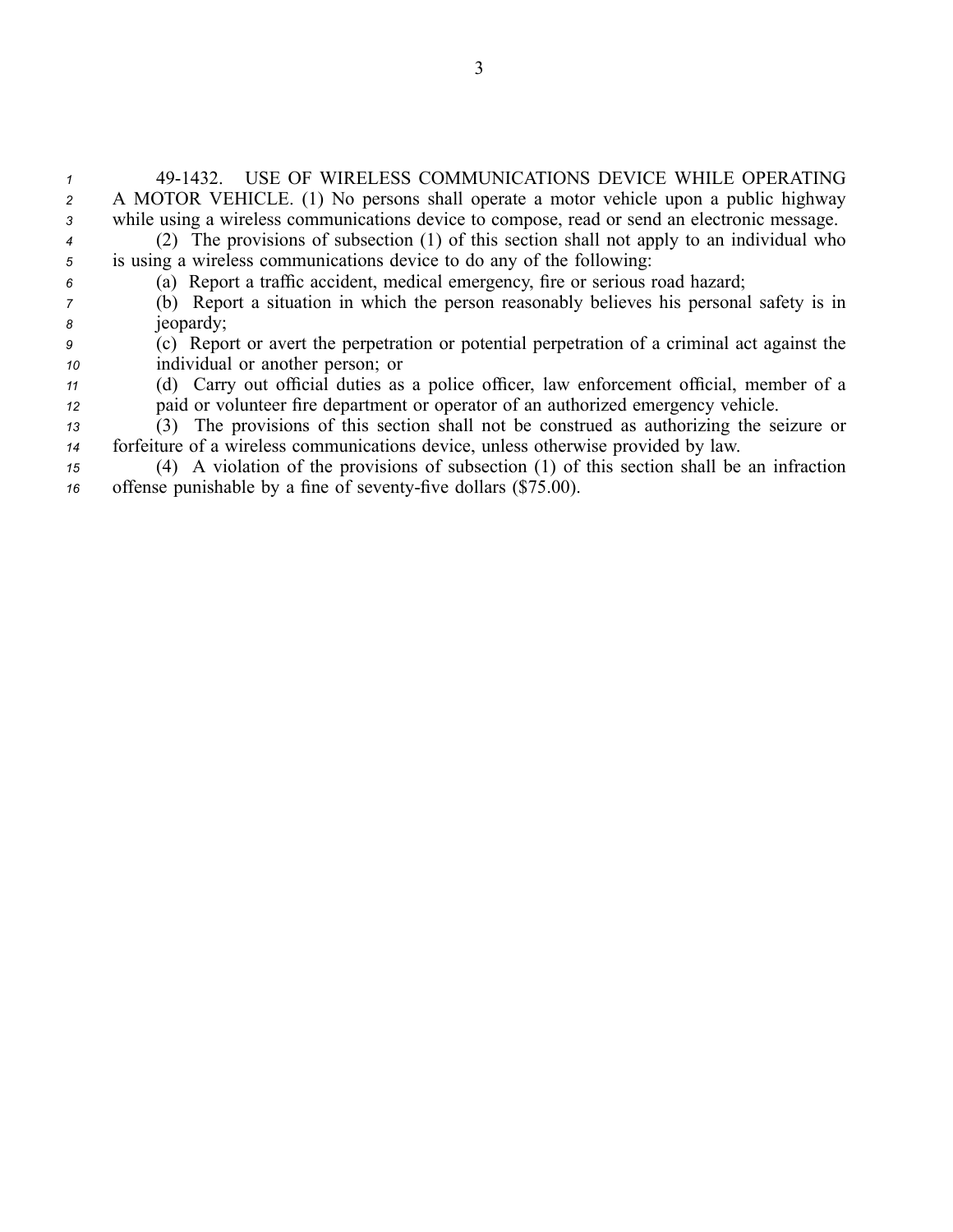49-1432. USE OF WIRELESS COMMUNICATIONS DEVICE WHILE OPERATING A MOTOR VEHICLE. (1) No persons shall operate a motor vehicle upon a public highway while using a wireless communications device to compose, read or send an electronic message.

(2) The provisions of subsection (1) of this section shall not apply to an individual who is using a wireless communications device to do any of the following:

(a) Report a traffic accident, medical emergency, fire or serious road hazard;

(b) Report a situation in which the person reasonably believes his personal safety is in jeopardy;

(c) Report or avert the perpetration or potential perpetration of a criminal act against the individual or another person; or

(d) Carry out official duties as a police officer, law enforcement official, member of a paid or volunteer fire department or operator of an authorized emergency vehicle.

(3) The provisions of this section shall not be construed as authorizing the seizure or forfeiture of a wireless communications device, unless otherwise provided by law.

(4) A violation of the provisions of subsection (1) of this section shall be an infraction offense punishable by a fine of seventy-five dollars ($75.00).